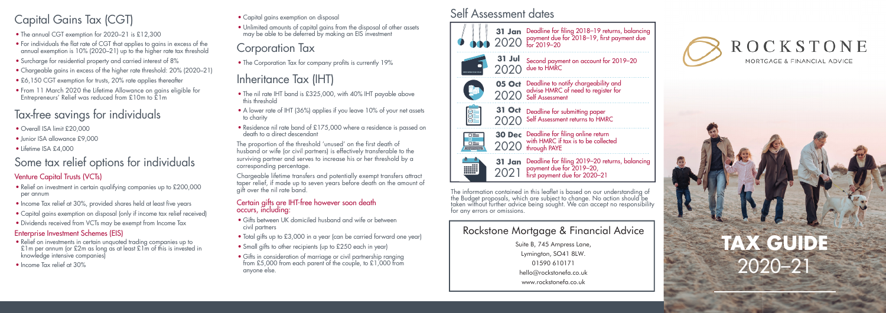## Capital Gains Tax (CGT)

- The annual CGT exemption for 2020–21 is £12,300
- For individuals the flat rate of CGT that applies to gains in excess of the annual exemption is 10% (2020–21) up to the higher rate tax threshold
- Surcharge for residential property and carried interest of 8%
- Chargeable gains in excess of the higher rate threshold: 20% (2020–21)
- £6,150 CGT exemption for trusts, 20% rate applies thereafter
- From 11 March 2020 the Lifetime Allowance on gains eligible for Entrepreneurs' Relief was reduced from £10m to £1m

## Tax-free savings for individuals

- Overall ISA limit £20,000
- Junior ISA allowance £9,000
- Lifetime ISA £4,000

## Some tax relief options for individuals

### Venture Capital Trusts (VCTs)

- Relief on investment in certain qualifying companies up to £200,000 per annum
- Income Tax relief at 30%, provided shares held at least five years
- Capital gains exemption on disposal (only if income tax relief received)
- Dividends received from VCTs may be exempt from Income Tax

### Enterprise Investment Schemes (EIS)

- Relief on investments in certain unquoted trading companies up to £1m per annum (or £2m as long as at least £1m of this is invested in knowledge intensive companies)
- Income Tax relief at 30%
- Capital gains exemption on disposal
- Unlimited amounts of capital gains from the disposal of other assets may be able to be deferred by making an EIS investment

## Corporation Tax

- The Corporation Tax for company profits is currently 19%

## Inheritance Tax (IHT)

- The nil rate IHT band is £325,000, with 40% IHT payable above this threshold
- A lower rate of IHT (36%) applies if you leave 10% of your net assets to charity
- Residence nil rate band of £175,000 where a residence is passed on death to a direct descendant

The proportion of the threshold 'unused' on the first death of husband or wife (or civil partners) is effectively transferable to the surviving partner and serves to increase his or her threshold by a corresponding percentage.

Chargeable lifetime transfers and potentially exempt transfers attract taper relief, if made up to seven years before death on the amount of gift over the nil rate band.

### Certain gifts are IHT-free however soon death occurs, including:

- Gifts between UK domiciled husband and wife or between civil partners
- Total gifts up to £3,000 in a year (can be carried forward one year)
- Small gifts to other recipients (up to £250 each in year)
- Gifts in consideration of marriage or civil partnership ranging from £5,000 from each parent of the couple, to £1,000 from anyone else.

## Self Assessment dates

| Date | Details |
|---|---|
| 31 Jan 2020 | Deadline for filing 2018–19 returns, balancing payment due for 2018–19, first payment due for 2019–20 |
| 31 Jul 2020 | Second payment on account for 2019–20 due to HMRC |
| 05 Oct 2020 | Deadline to notify chargeability and advise HMRC of need to register for Self Assessment |
| 31 Oct 2020 | Deadline for submitting paper Self Assessment returns to HMRC |
| 30 Dec 2020 | Deadline for filing online return with HMRC if tax is to be collected through PAYE |
| 31 Jan 2021 | Deadline for filing 2019–20 returns, balancing payment due for 2019–20, first payment due for 2020–21 |

The information contained in this leaflet is based on our understanding of the Budget proposals, which are subject to change. No action should be taken without further advice being sought. We can accept no responsibility for any errors or omissions.

## Rockstone Mortgage & Financial Advice

Suite B, 745 Ampress Lane,
Lymington, SO41 8LW.
01590 610171
hello@rockstonefa.co.uk
www.rockstonefa.co.uk

ROCKSTONE
MORTGAGE & FINANCIAL ADVICE

# TAX GUIDE 2020–21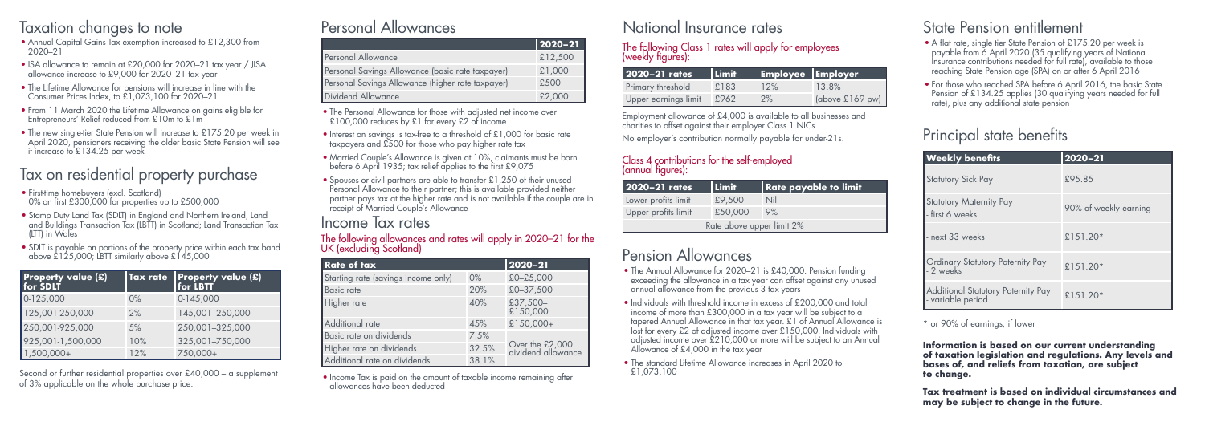## Taxation changes to note

- Annual Capital Gains Tax exemption increased to £12,300 from 2020–21
- ISA allowance to remain at £20,000 for 2020–21 tax year / JISA allowance increase to £9,000 for 2020–21 tax year
- The Lifetime Allowance for pensions will increase in line with the Consumer Prices Index, to £1,073,100 for 2020–21
- From 11 March 2020 the Lifetime Allowance on gains eligible for Entrepreneurs' Relief reduced from £10m to £1m
- The new single-tier State Pension will increase to £175.20 per week in April 2020, pensioners receiving the older basic State Pension will see it increase to £134.25 per week

## Tax on residential property purchase

- First-time homebuyers (excl. Scotland) 0% on first £300,000 for properties up to £500,000
- Stamp Duty Land Tax (SDLT) in England and Northern Ireland, Land and Buildings Transaction Tax (LBTT) in Scotland; Land Transaction Tax (LTT) in Wales
- SDLT is payable on portions of the property price within each tax band above £125,000; LBTT similarly above £145,000

| Property value (£) for SDLT | Tax rate | Property value (£) for LBTT |
|---|---|---|
| 0-125,000 | 0% | 0-145,000 |
| 125,001-250,000 | 2% | 145,001–250,000 |
| 250,001-925,000 | 5% | 250,001–325,000 |
| 925,001-1,500,000 | 10% | 325,001–750,000 |
| 1,500,000+ | 12% | 750,000+ |

Second or further residential properties over £40,000 – a supplement of 3% applicable on the whole purchase price.

## Personal Allowances

| | 2020–21 |
|---|---|
| Personal Allowance | £12,500 |
| Personal Savings Allowance (basic rate taxpayer) | £1,000 |
| Personal Savings Allowance (higher rate taxpayer) | £500 |
| Dividend Allowance | £2,000 |

- The Personal Allowance for those with adjusted net income over £100,000 reduces by £1 for every £2 of income
- Interest on savings is tax-free to a threshold of £1,000 for basic rate taxpayers and £500 for those who pay higher rate tax
- Married Couple's Allowance is given at 10%, claimants must be born before 6 April 1935; tax relief applies to the first £9,075
- Spouses or civil partners are able to transfer £1,250 of their unused Personal Allowance to their partner; this is available provided neither partner pays tax at the higher rate and is not available if the couple are in receipt of Married Couple's Allowance

## Income Tax rates

### The following allowances and rates will apply in 2020–21 for the UK (excluding Scotland)

| Rate of tax | | 2020–21 |
|---|---|---|
| Starting rate (savings income only) | 0% | £0–£5,000 |
| Basic rate | 20% | £0–37,500 |
| Higher rate | 40% | £37,500–£150,000 |
| Additional rate | 45% | £150,000+ |
| Basic rate on dividends | 7.5% | Over the £2,000 dividend allowance |
| Higher rate on dividends | 32.5% | |
| Additional rate on dividends | 38.1% | |

- Income Tax is paid on the amount of taxable income remaining after allowances have been deducted

## National Insurance rates

### The following Class 1 rates will apply for employees (weekly figures):

| 2020–21 rates | Limit | Employee | Employer |
|---|---|---|---|
| Primary threshold | £183 | 12% | 13.8% |
| Upper earnings limit | £962 | 2% | (above £169 pw) |

Employment allowance of £4,000 is available to all businesses and charities to offset against their employer Class 1 NICs

No employer's contribution normally payable for under-21s.

### Class 4 contributions for the self-employed (annual figures):

| 2020–21 rates | Limit | Rate payable to limit |
|---|---|---|
| Lower profits limit | £9,500 | Nil |
| Upper profits limit | £50,000 | 9% |
| Rate above upper limit 2% | | |

## Pension Allowances

- The Annual Allowance for 2020–21 is £40,000. Pension funding exceeding the allowance in a tax year can offset against any unused annual allowance from the previous 3 tax years
- Individuals with threshold income in excess of £200,000 and total income of more than £300,000 in a tax year will be subject to a tapered Annual Allowance in that tax year. £1 of Annual Allowance is lost for every £2 of adjusted income over £150,000. Individuals with adjusted income over £210,000 or more will be subject to an Annual Allowance of £4,000 in the tax year
- The standard Lifetime Allowance increases in April 2020 to £1,073,100

## State Pension entitlement

- A flat rate, single tier State Pension of £175.20 per week is payable from 6 April 2020 (35 qualifying years of National Insurance contributions needed for full rate), available to those reaching State Pension age (SPA) on or after 6 April 2016
- For those who reached SPA before 6 April 2016, the basic State Pension of £134.25 applies (30 qualifying years needed for full rate), plus any additional state pension

## Principal state benefits

| Weekly benefits | 2020–21 |
|---|---|
| Statutory Sick Pay | £95.85 |
| Statutory Maternity Pay - first 6 weeks | 90% of weekly earning |
| - next 33 weeks | £151.20* |
| Ordinary Statutory Paternity Pay - 2 weeks | £151.20* |
| Additional Statutory Paternity Pay - variable period | £151.20* |

\* or 90% of earnings, if lower

**Information is based on our current understanding of taxation legislation and regulations. Any levels and bases of, and reliefs from taxation, are subject to change.**

**Tax treatment is based on individual circumstances and may be subject to change in the future.**